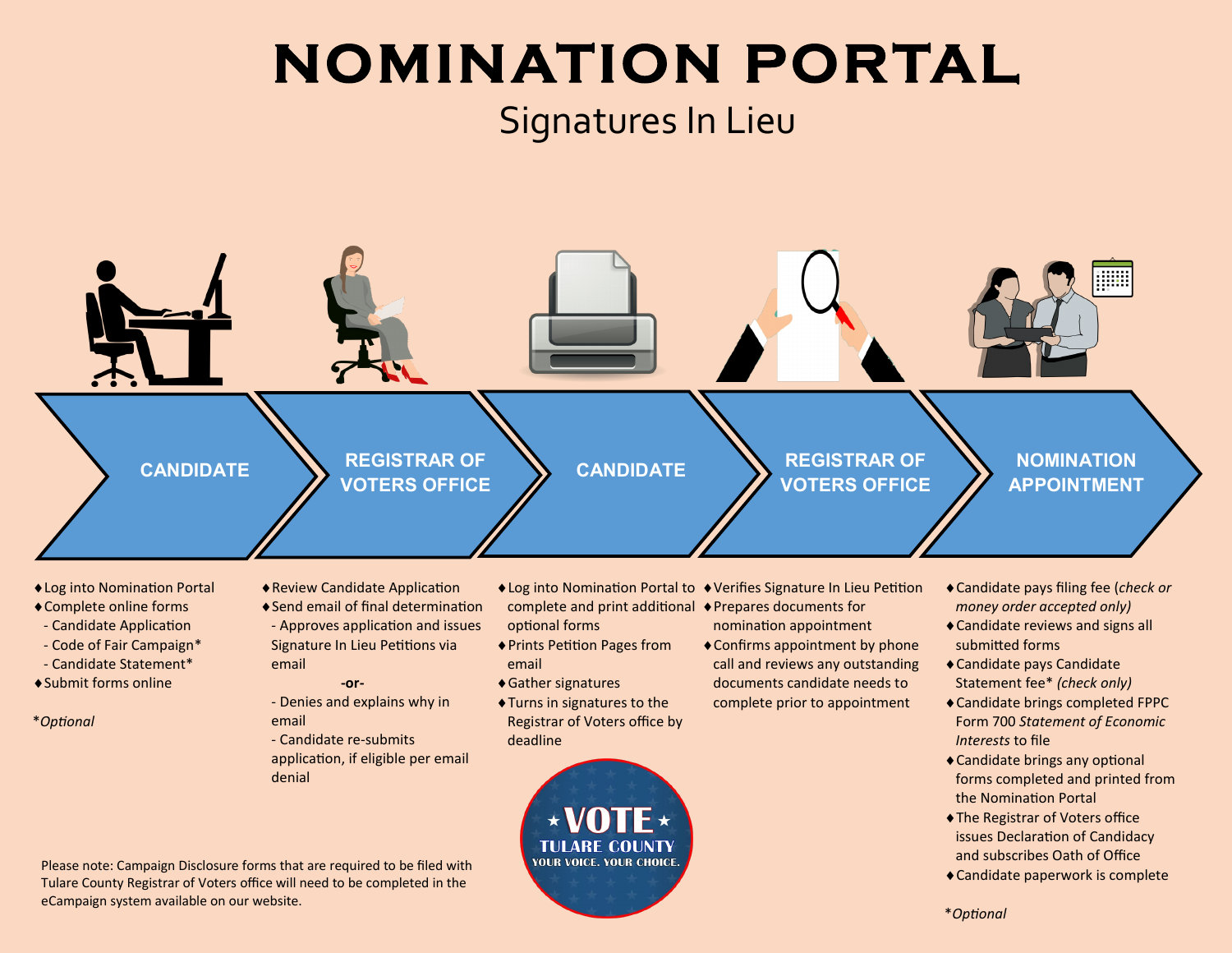# NOMINATION PORTAL

## Signatures In Lieu

### CANDIDATE

- Log into Nomination Portal
- Complete online forms
  - Candidate Application
  - Code of Fair Campaign*
  - Candidate Statement*
- Submit forms online

*Optional*

### REGISTRAR OF VOTERS OFFICE

- Review Candidate Application
- Send email of final determination
  - Approves application and issues Signature In Lieu Petitions via email

  **-or-**

  - Denies and explains why in email
  - Candidate re-submits application, if eligible per email denial

### CANDIDATE

- Log into Nomination Portal to complete and print additional optional forms
- Prints Petition Pages from email
- Gather signatures
- Turns in signatures to the Registrar of Voters office by deadline

### REGISTRAR OF VOTERS OFFICE

- Verifies Signature In Lieu Petition
- Prepares documents for nomination appointment
- Confirms appointment by phone call and reviews any outstanding documents candidate needs to complete prior to appointment

### NOMINATION APPOINTMENT

- Candidate pays filing fee (*check or money order accepted only)*
- Candidate reviews and signs all submitted forms
- Candidate pays Candidate Statement fee* *(check only)*
- Candidate brings completed FPPC Form 700 *Statement of Economic Interests* to file
- Candidate brings any optional forms completed and printed from the Nomination Portal
- The Registrar of Voters office issues Declaration of Candidacy and subscribes Oath of Office
- Candidate paperwork is complete

*Optional*

Please note: Campaign Disclosure forms that are required to be filed with Tulare County Registrar of Voters office will need to be completed in the eCampaign system available on our website.

VOTE TULARE COUNTY YOUR VOICE. YOUR CHOICE.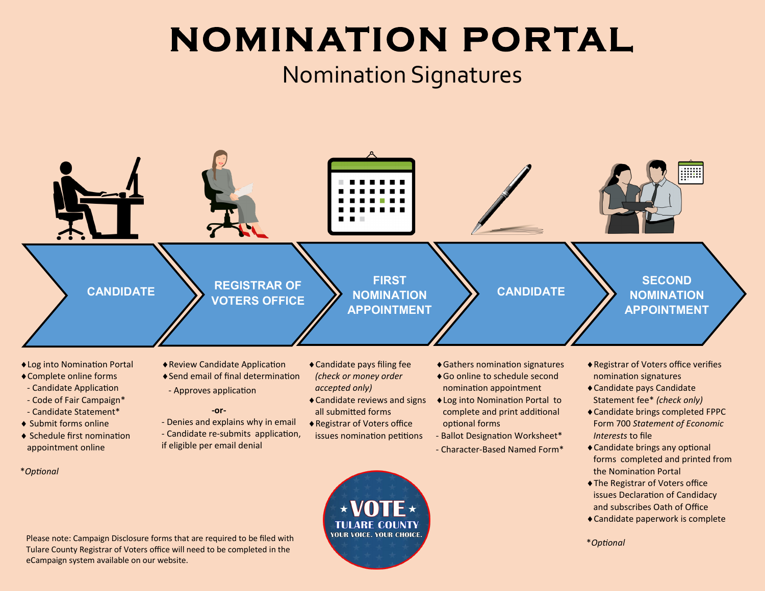# NOMINATION PORTAL

## Nomination Signatures

### CANDIDATE

- Log into Nomination Portal
- Complete online forms
  - Candidate Application
  - Code of Fair Campaign*
  - Candidate Statement*
- Submit forms online
- Schedule first nomination appointment online

*Optional

### REGISTRAR OF VOTERS OFFICE

- Review Candidate Application
- Send email of final determination
  - Approves application

**-or-**

- Denies and explains why in email
- Candidate re-submits application, if eligible per email denial

### FIRST NOMINATION APPOINTMENT

- Candidate pays filing fee *(check or money order accepted only)*
- Candidate reviews and signs all submitted forms
- Registrar of Voters office issues nomination petitions

### CANDIDATE

- Gathers nomination signatures
- Go online to schedule second nomination appointment
- Log into Nomination Portal to complete and print additional optional forms
  - Ballot Designation Worksheet*
  - Character-Based Named Form*

### SECOND NOMINATION APPOINTMENT

- Registrar of Voters office verifies nomination signatures
- Candidate pays Candidate Statement fee* *(check only)*
- Candidate brings completed FPPC Form 700 *Statement of Economic Interests* to file
- Candidate brings any optional forms completed and printed from the Nomination Portal
- The Registrar of Voters office issues Declaration of Candidacy and subscribes Oath of Office
- Candidate paperwork is complete

*Optional

Please note: Campaign Disclosure forms that are required to be filed with Tulare County Registrar of Voters office will need to be completed in the eCampaign system available on our website.

★VOTE★
TULARE COUNTY
YOUR VOICE. YOUR CHOICE.